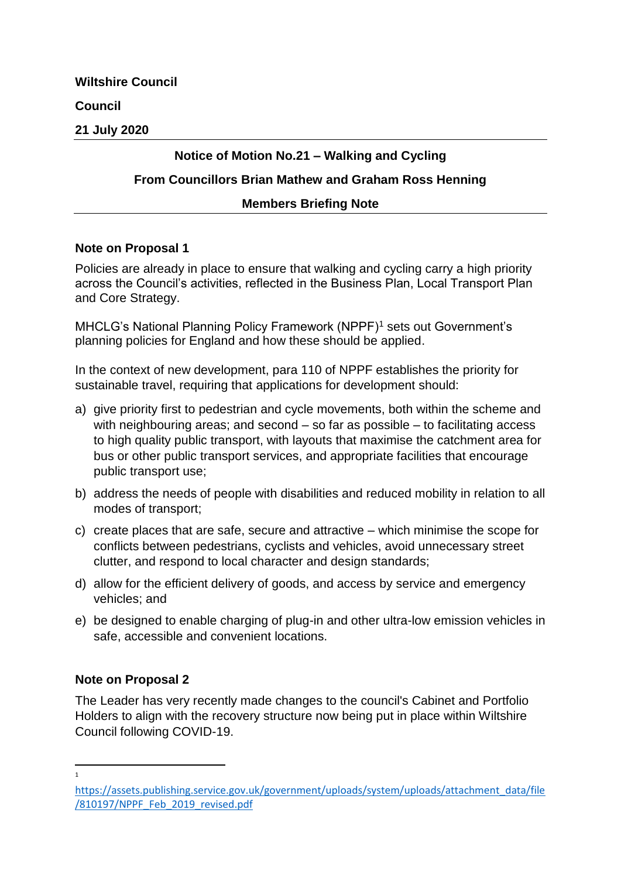**Wiltshire Council**

**Council**

**21 July 2020**

---

**Notice of Motion No.21 – Walking and Cycling**

**From Councillors Brian Mathew and Graham Ross Henning**

**Members Briefing Note**

---

## Note on Proposal 1

Policies are already in place to ensure that walking and cycling carry a high priority across the Council's activities, reflected in the Business Plan, Local Transport Plan and Core Strategy.

MHCLG's National Planning Policy Framework (NPPF)[1] sets out Government's planning policies for England and how these should be applied.

In the context of new development, para 110 of NPPF establishes the priority for sustainable travel, requiring that applications for development should:

a) give priority first to pedestrian and cycle movements, both within the scheme and with neighbouring areas; and second – so far as possible – to facilitating access to high quality public transport, with layouts that maximise the catchment area for bus or other public transport services, and appropriate facilities that encourage public transport use;

b) address the needs of people with disabilities and reduced mobility in relation to all modes of transport;

c) create places that are safe, secure and attractive – which minimise the scope for conflicts between pedestrians, cyclists and vehicles, avoid unnecessary street clutter, and respond to local character and design standards;

d) allow for the efficient delivery of goods, and access by service and emergency vehicles; and

e) be designed to enable charging of plug-in and other ultra-low emission vehicles in safe, accessible and convenient locations.

## Note on Proposal 2

The Leader has very recently made changes to the council's Cabinet and Portfolio Holders to align with the recovery structure now being put in place within Wiltshire Council following COVID-19.

---

[1] https://assets.publishing.service.gov.uk/government/uploads/system/uploads/attachment_data/file/810197/NPPF_Feb_2019_revised.pdf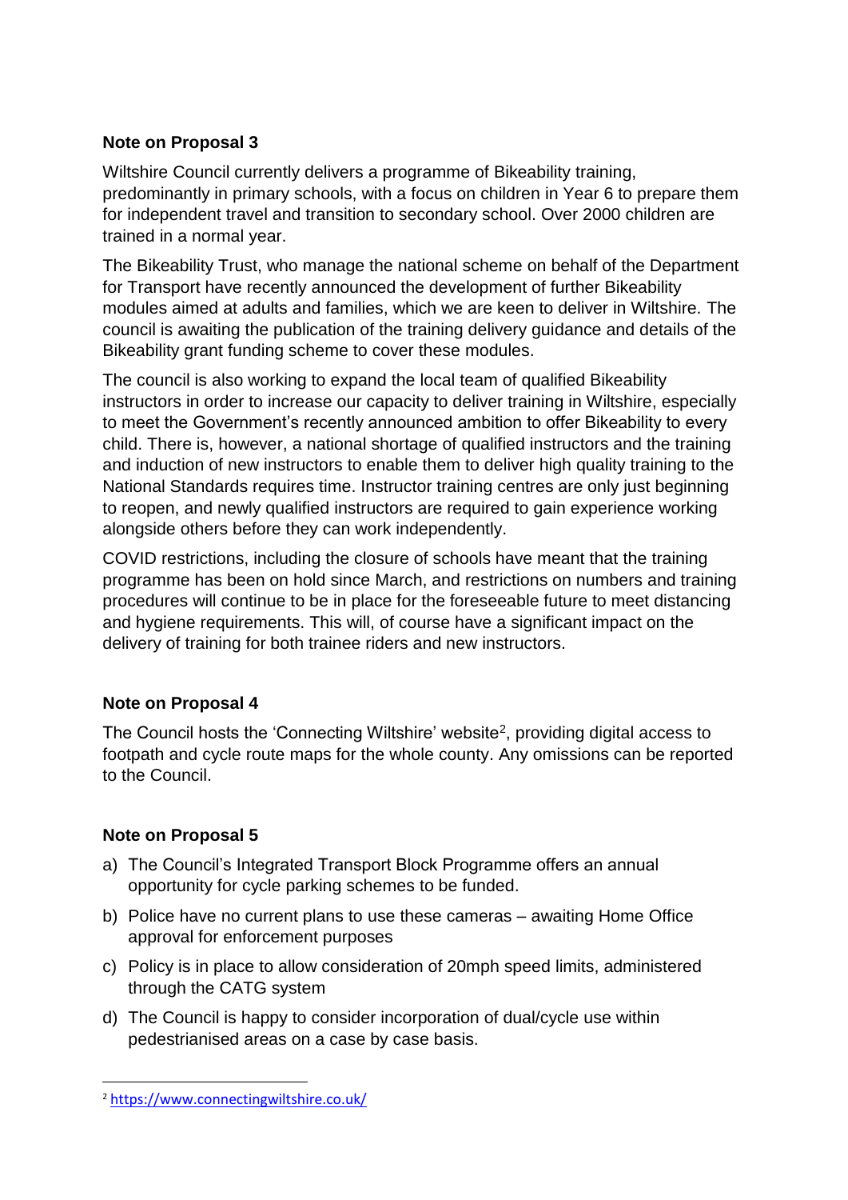**Note on Proposal 3**

Wiltshire Council currently delivers a programme of Bikeability training, predominantly in primary schools, with a focus on children in Year 6 to prepare them for independent travel and transition to secondary school. Over 2000 children are trained in a normal year.

The Bikeability Trust, who manage the national scheme on behalf of the Department for Transport have recently announced the development of further Bikeability modules aimed at adults and families, which we are keen to deliver in Wiltshire. The council is awaiting the publication of the training delivery guidance and details of the Bikeability grant funding scheme to cover these modules.

The council is also working to expand the local team of qualified Bikeability instructors in order to increase our capacity to deliver training in Wiltshire, especially to meet the Government's recently announced ambition to offer Bikeability to every child. There is, however, a national shortage of qualified instructors and the training and induction of new instructors to enable them to deliver high quality training to the National Standards requires time. Instructor training centres are only just beginning to reopen, and newly qualified instructors are required to gain experience working alongside others before they can work independently.

COVID restrictions, including the closure of schools have meant that the training programme has been on hold since March, and restrictions on numbers and training procedures will continue to be in place for the foreseeable future to meet distancing and hygiene requirements. This will, of course have a significant impact on the delivery of training for both trainee riders and new instructors.

**Note on Proposal 4**

The Council hosts the 'Connecting Wiltshire' website[2], providing digital access to footpath and cycle route maps for the whole county. Any omissions can be reported to the Council.

**Note on Proposal 5**

a) The Council's Integrated Transport Block Programme offers an annual opportunity for cycle parking schemes to be funded.

b) Police have no current plans to use these cameras – awaiting Home Office approval for enforcement purposes

c) Policy is in place to allow consideration of 20mph speed limits, administered through the CATG system

d) The Council is happy to consider incorporation of dual/cycle use within pedestrianised areas on a case by case basis.

[2] https://www.connectingwiltshire.co.uk/